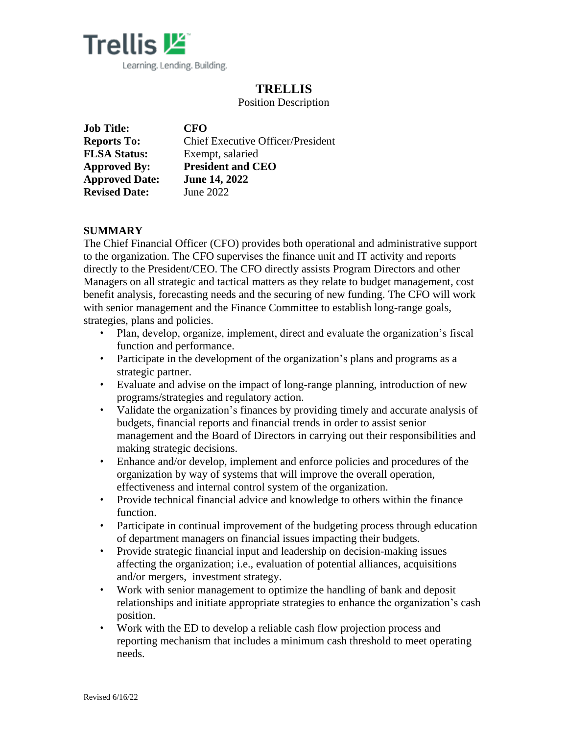Trellis

Learning. Lending. Building.

# TRELLIS

Position Description

**Job Title:** **CFO**
**Reports To:** Chief Executive Officer/President
**FLSA Status:** Exempt, salaried
**Approved By:** **President and CEO**
**Approved Date:** **June 14, 2022**
**Revised Date:** June 2022

## SUMMARY

The Chief Financial Officer (CFO) provides both operational and administrative support to the organization. The CFO supervises the finance unit and IT activity and reports directly to the President/CEO. The CFO directly assists Program Directors and other Managers on all strategic and tactical matters as they relate to budget management, cost benefit analysis, forecasting needs and the securing of new funding. The CFO will work with senior management and the Finance Committee to establish long-range goals, strategies, plans and policies.

- Plan, develop, organize, implement, direct and evaluate the organization's fiscal function and performance.
- Participate in the development of the organization's plans and programs as a strategic partner.
- Evaluate and advise on the impact of long-range planning, introduction of new programs/strategies and regulatory action.
- Validate the organization's finances by providing timely and accurate analysis of budgets, financial reports and financial trends in order to assist senior management and the Board of Directors in carrying out their responsibilities and making strategic decisions.
- Enhance and/or develop, implement and enforce policies and procedures of the organization by way of systems that will improve the overall operation, effectiveness and internal control system of the organization.
- Provide technical financial advice and knowledge to others within the finance function.
- Participate in continual improvement of the budgeting process through education of department managers on financial issues impacting their budgets.
- Provide strategic financial input and leadership on decision-making issues affecting the organization; i.e., evaluation of potential alliances, acquisitions and/or mergers, investment strategy.
- Work with senior management to optimize the handling of bank and deposit relationships and initiate appropriate strategies to enhance the organization's cash position.
- Work with the ED to develop a reliable cash flow projection process and reporting mechanism that includes a minimum cash threshold to meet operating needs.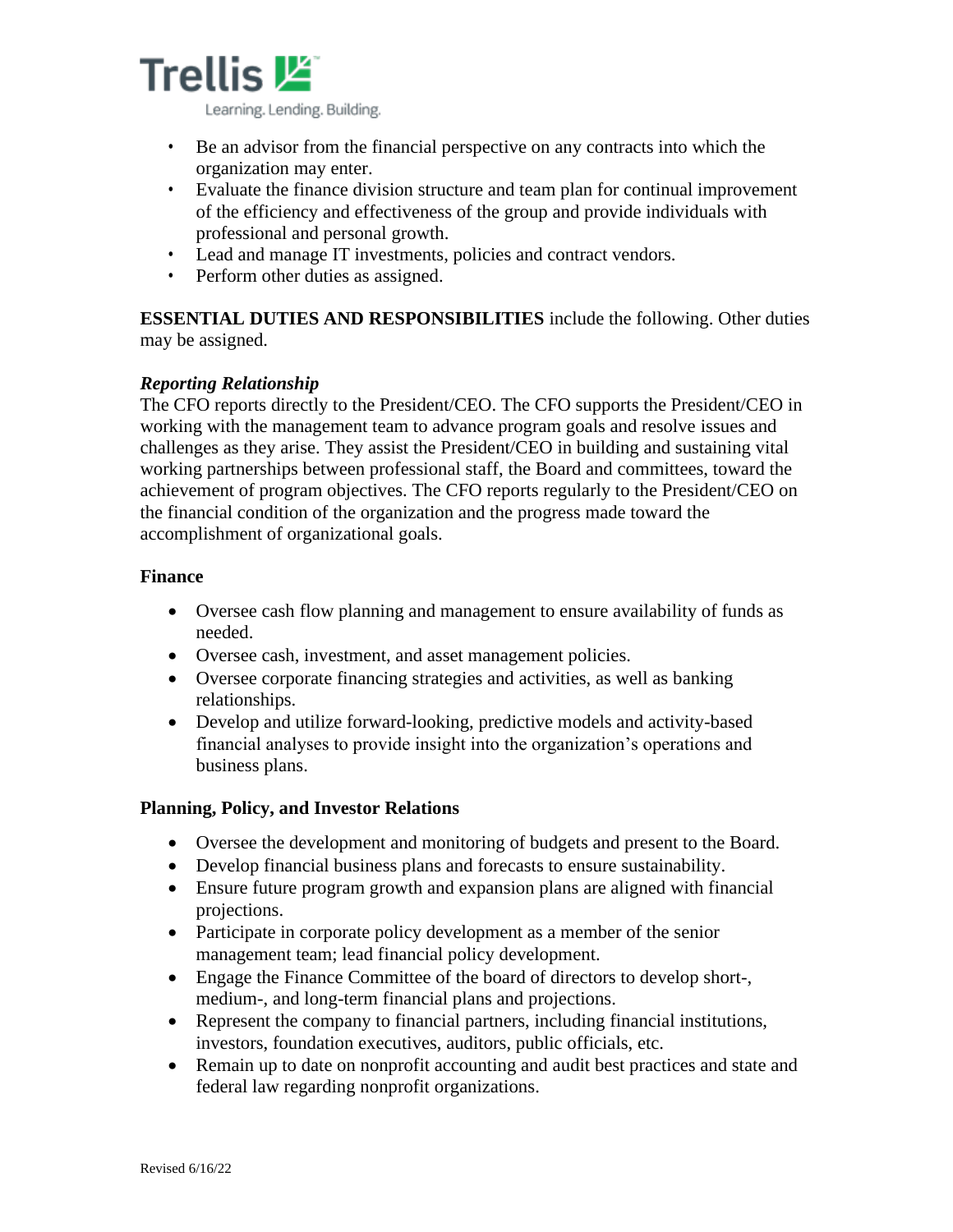- Be an advisor from the financial perspective on any contracts into which the organization may enter.
- Evaluate the finance division structure and team plan for continual improvement of the efficiency and effectiveness of the group and provide individuals with professional and personal growth.
- Lead and manage IT investments, policies and contract vendors.
- Perform other duties as assigned.

**ESSENTIAL DUTIES AND RESPONSIBILITIES** include the following. Other duties may be assigned.

***Reporting Relationship***

The CFO reports directly to the President/CEO. The CFO supports the President/CEO in working with the management team to advance program goals and resolve issues and challenges as they arise. They assist the President/CEO in building and sustaining vital working partnerships between professional staff, the Board and committees, toward the achievement of program objectives. The CFO reports regularly to the President/CEO on the financial condition of the organization and the progress made toward the accomplishment of organizational goals.

**Finance**

- Oversee cash flow planning and management to ensure availability of funds as needed.
- Oversee cash, investment, and asset management policies.
- Oversee corporate financing strategies and activities, as well as banking relationships.
- Develop and utilize forward-looking, predictive models and activity-based financial analyses to provide insight into the organization's operations and business plans.

**Planning, Policy, and Investor Relations**

- Oversee the development and monitoring of budgets and present to the Board.
- Develop financial business plans and forecasts to ensure sustainability.
- Ensure future program growth and expansion plans are aligned with financial projections.
- Participate in corporate policy development as a member of the senior management team; lead financial policy development.
- Engage the Finance Committee of the board of directors to develop short-, medium-, and long-term financial plans and projections.
- Represent the company to financial partners, including financial institutions, investors, foundation executives, auditors, public officials, etc.
- Remain up to date on nonprofit accounting and audit best practices and state and federal law regarding nonprofit organizations.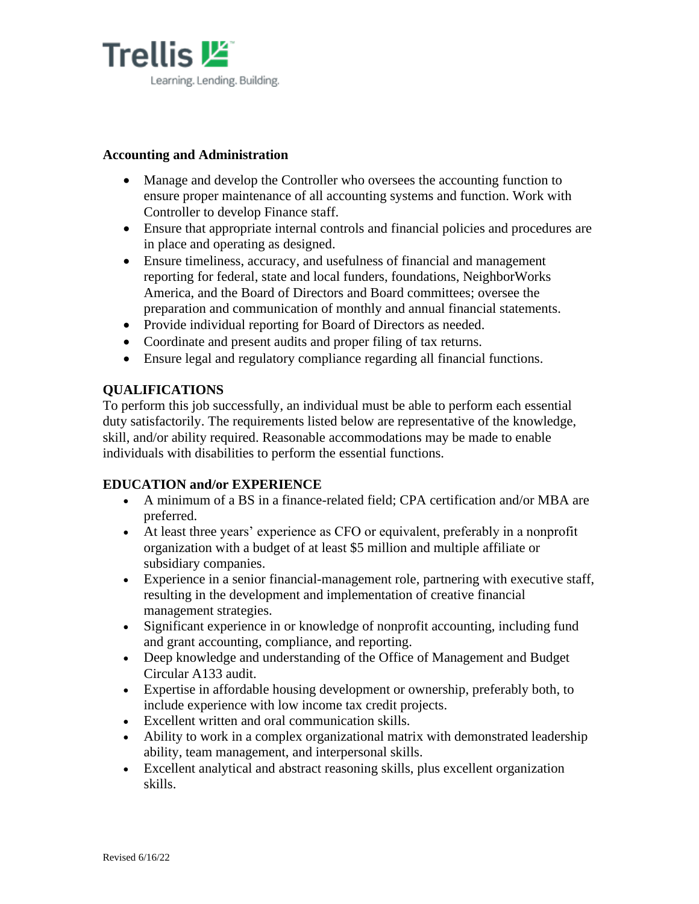**Accounting and Administration**

- Manage and develop the Controller who oversees the accounting function to ensure proper maintenance of all accounting systems and function. Work with Controller to develop Finance staff.
- Ensure that appropriate internal controls and financial policies and procedures are in place and operating as designed.
- Ensure timeliness, accuracy, and usefulness of financial and management reporting for federal, state and local funders, foundations, NeighborWorks America, and the Board of Directors and Board committees; oversee the preparation and communication of monthly and annual financial statements.
- Provide individual reporting for Board of Directors as needed.
- Coordinate and present audits and proper filing of tax returns.
- Ensure legal and regulatory compliance regarding all financial functions.

**QUALIFICATIONS**

To perform this job successfully, an individual must be able to perform each essential duty satisfactorily. The requirements listed below are representative of the knowledge, skill, and/or ability required. Reasonable accommodations may be made to enable individuals with disabilities to perform the essential functions.

**EDUCATION and/or EXPERIENCE**

- A minimum of a BS in a finance-related field; CPA certification and/or MBA are preferred.
- At least three years' experience as CFO or equivalent, preferably in a nonprofit organization with a budget of at least $5 million and multiple affiliate or subsidiary companies.
- Experience in a senior financial-management role, partnering with executive staff, resulting in the development and implementation of creative financial management strategies.
- Significant experience in or knowledge of nonprofit accounting, including fund and grant accounting, compliance, and reporting.
- Deep knowledge and understanding of the Office of Management and Budget Circular A133 audit.
- Expertise in affordable housing development or ownership, preferably both, to include experience with low income tax credit projects.
- Excellent written and oral communication skills.
- Ability to work in a complex organizational matrix with demonstrated leadership ability, team management, and interpersonal skills.
- Excellent analytical and abstract reasoning skills, plus excellent organization skills.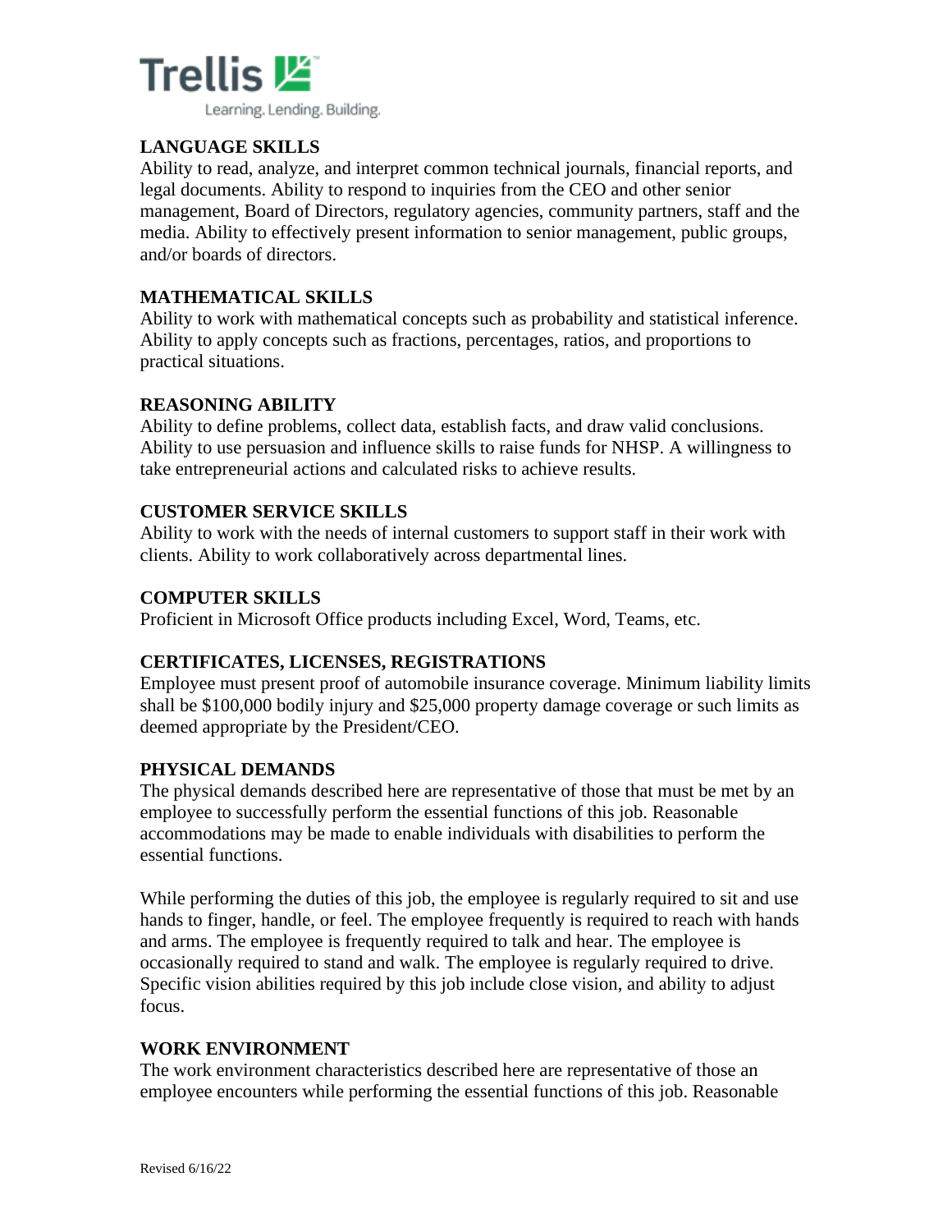**LANGUAGE SKILLS**

Ability to read, analyze, and interpret common technical journals, financial reports, and legal documents. Ability to respond to inquiries from the CEO and other senior management, Board of Directors, regulatory agencies, community partners, staff and the media. Ability to effectively present information to senior management, public groups, and/or boards of directors.

**MATHEMATICAL SKILLS**

Ability to work with mathematical concepts such as probability and statistical inference. Ability to apply concepts such as fractions, percentages, ratios, and proportions to practical situations.

**REASONING ABILITY**

Ability to define problems, collect data, establish facts, and draw valid conclusions. Ability to use persuasion and influence skills to raise funds for NHSP. A willingness to take entrepreneurial actions and calculated risks to achieve results.

**CUSTOMER SERVICE SKILLS**

Ability to work with the needs of internal customers to support staff in their work with clients. Ability to work collaboratively across departmental lines.

**COMPUTER SKILLS**

Proficient in Microsoft Office products including Excel, Word, Teams, etc.

**CERTIFICATES, LICENSES, REGISTRATIONS**

Employee must present proof of automobile insurance coverage. Minimum liability limits shall be $100,000 bodily injury and $25,000 property damage coverage or such limits as deemed appropriate by the President/CEO.

**PHYSICAL DEMANDS**

The physical demands described here are representative of those that must be met by an employee to successfully perform the essential functions of this job. Reasonable accommodations may be made to enable individuals with disabilities to perform the essential functions.

While performing the duties of this job, the employee is regularly required to sit and use hands to finger, handle, or feel. The employee frequently is required to reach with hands and arms. The employee is frequently required to talk and hear. The employee is occasionally required to stand and walk. The employee is regularly required to drive. Specific vision abilities required by this job include close vision, and ability to adjust focus.

**WORK ENVIRONMENT**

The work environment characteristics described here are representative of those an employee encounters while performing the essential functions of this job. Reasonable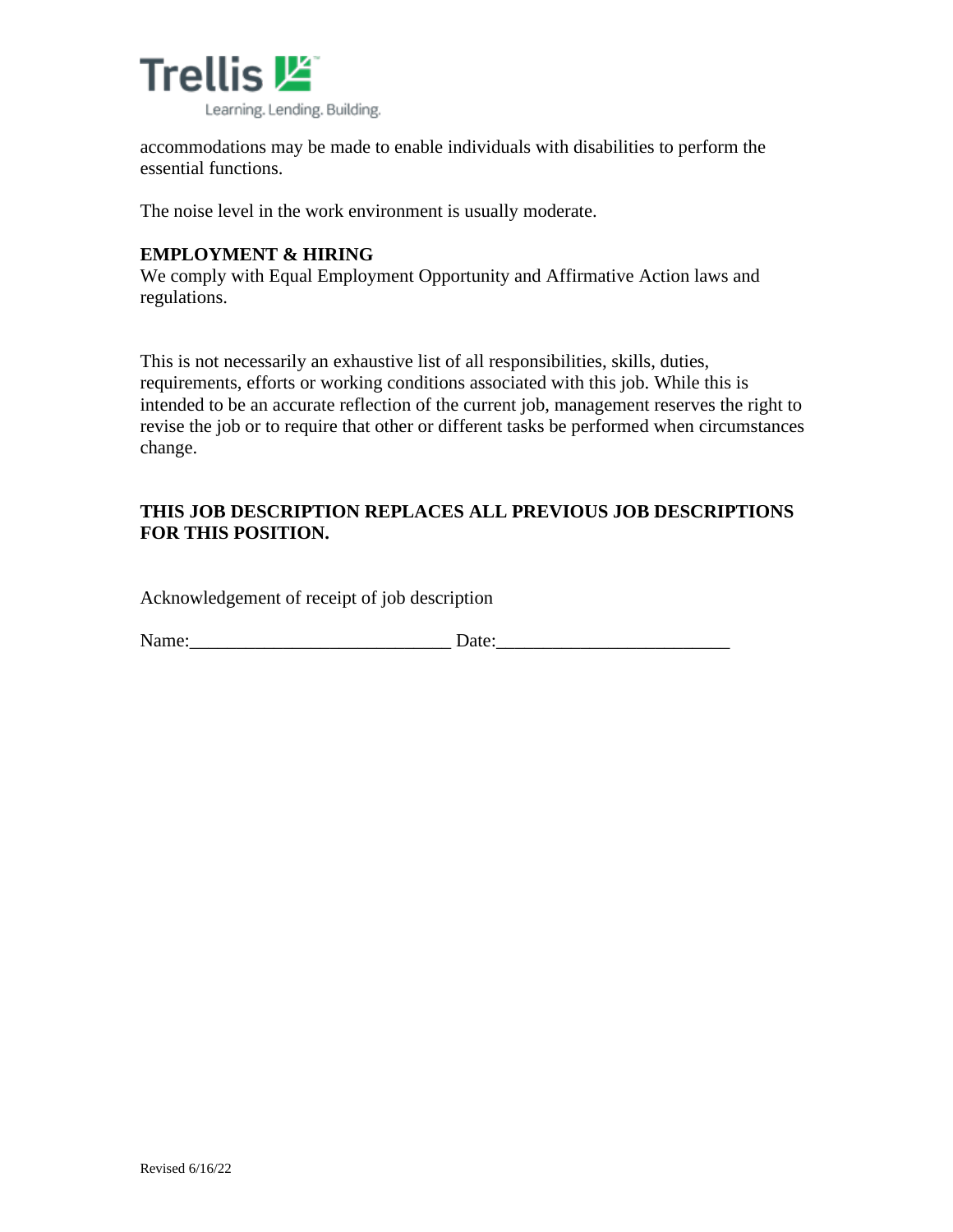accommodations may be made to enable individuals with disabilities to perform the essential functions.

The noise level in the work environment is usually moderate.

**EMPLOYMENT & HIRING**

We comply with Equal Employment Opportunity and Affirmative Action laws and regulations.

This is not necessarily an exhaustive list of all responsibilities, skills, duties, requirements, efforts or working conditions associated with this job. While this is intended to be an accurate reflection of the current job, management reserves the right to revise the job or to require that other or different tasks be performed when circumstances change.

**THIS JOB DESCRIPTION REPLACES ALL PREVIOUS JOB DESCRIPTIONS FOR THIS POSITION.**

Acknowledgement of receipt of job description

Name:____________________________ Date:_________________________

Revised 6/16/22